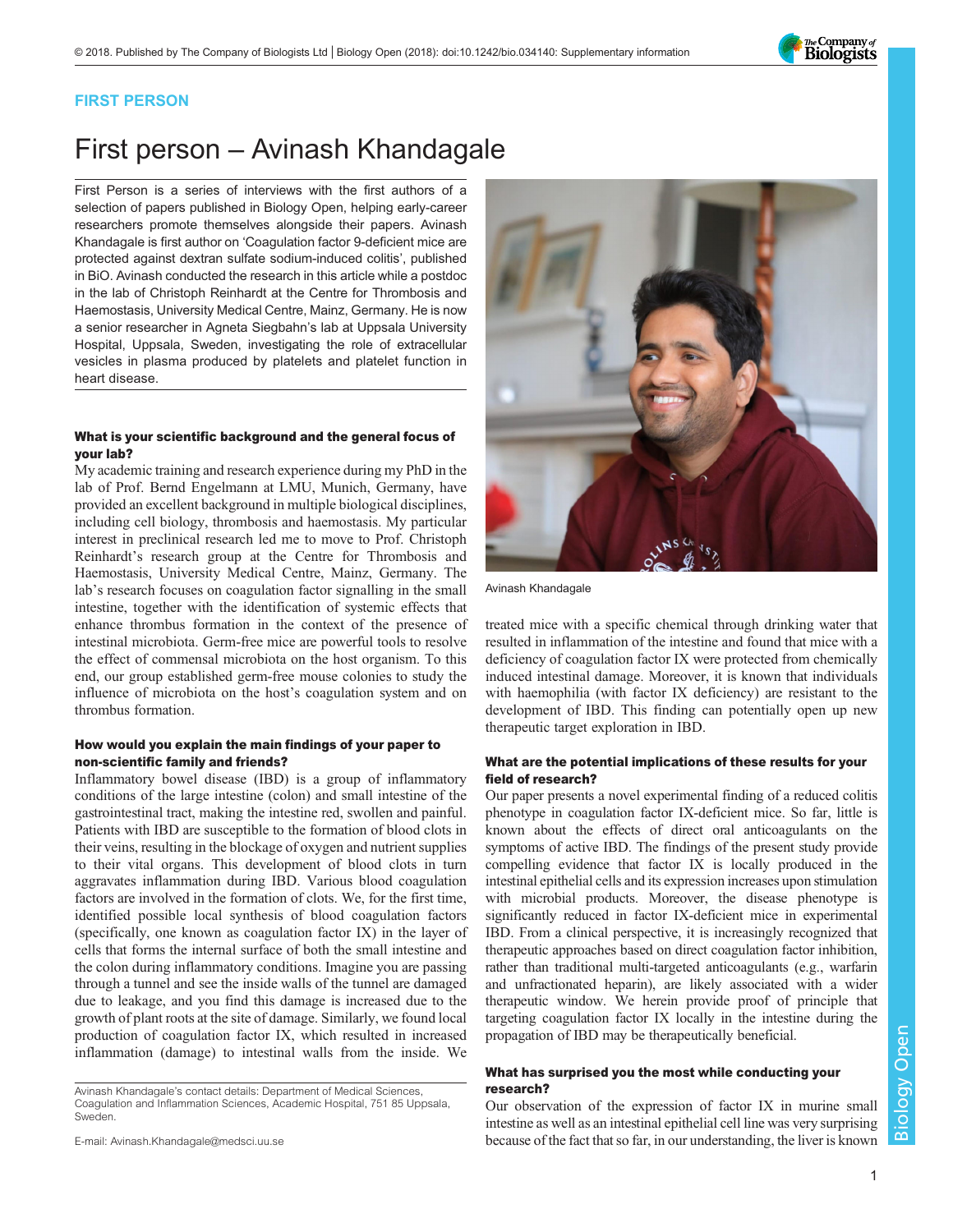FIRST PERSON

# First person – Avinash Khandagale

First Person is a series of interviews with the first authors of a selection of papers published in Biology Open, helping early-career researchers promote themselves alongside their papers. Avinash Khandagale is first author on 'Coagulation factor 9-deficient mice are protected against dextran sulfate sodium-induced colitis', published in BiO. Avinash conducted the research in this article while a postdoc in the lab of Christoph Reinhardt at the Centre for Thrombosis and Haemostasis, University Medical Centre, Mainz, Germany. He is now a senior researcher in Agneta Siegbahn's lab at Uppsala University Hospital, Uppsala, Sweden, investigating the role of extracellular vesicles in plasma produced by platelets and platelet function in heart disease.

Avinash Khandagale

### What is your scientific background and the general focus of your lab?

My academic training and research experience during my PhD in the lab of Prof. Bernd Engelmann at LMU, Munich, Germany, have provided an excellent background in multiple biological disciplines, including cell biology, thrombosis and haemostasis. My particular interest in preclinical research led me to move to Prof. Christoph Reinhardt's research group at the Centre for Thrombosis and Haemostasis, University Medical Centre, Mainz, Germany. The lab's research focuses on coagulation factor signalling in the small intestine, together with the identification of systemic effects that enhance thrombus formation in the context of the presence of intestinal microbiota. Germ-free mice are powerful tools to resolve the effect of commensal microbiota on the host organism. To this end, our group established germ-free mouse colonies to study the influence of microbiota on the host's coagulation system and on thrombus formation.

### How would you explain the main findings of your paper to non-scientific family and friends?

Inflammatory bowel disease (IBD) is a group of inflammatory conditions of the large intestine (colon) and small intestine of the gastrointestinal tract, making the intestine red, swollen and painful. Patients with IBD are susceptible to the formation of blood clots in their veins, resulting in the blockage of oxygen and nutrient supplies to their vital organs. This development of blood clots in turn aggravates inflammation during IBD. Various blood coagulation factors are involved in the formation of clots. We, for the first time, identified possible local synthesis of blood coagulation factors (specifically, one known as coagulation factor IX) in the layer of cells that forms the internal surface of both the small intestine and the colon during inflammatory conditions. Imagine you are passing through a tunnel and see the inside walls of the tunnel are damaged due to leakage, and you find this damage is increased due to the growth of plant roots at the site of damage. Similarly, we found local production of coagulation factor IX, which resulted in increased inflammation (damage) to intestinal walls from the inside. We treated mice with a specific chemical through drinking water that resulted in inflammation of the intestine and found that mice with a deficiency of coagulation factor IX were protected from chemically induced intestinal damage. Moreover, it is known that individuals with haemophilia (with factor IX deficiency) are resistant to the development of IBD. This finding can potentially open up new therapeutic target exploration in IBD.

### What are the potential implications of these results for your field of research?

Our paper presents a novel experimental finding of a reduced colitis phenotype in coagulation factor IX-deficient mice. So far, little is known about the effects of direct oral anticoagulants on the symptoms of active IBD. The findings of the present study provide compelling evidence that factor IX is locally produced in the intestinal epithelial cells and its expression increases upon stimulation with microbial products. Moreover, the disease phenotype is significantly reduced in factor IX-deficient mice in experimental IBD. From a clinical perspective, it is increasingly recognized that therapeutic approaches based on direct coagulation factor inhibition, rather than traditional multi-targeted anticoagulants (e.g., warfarin and unfractionated heparin), are likely associated with a wider therapeutic window. We herein provide proof of principle that targeting coagulation factor IX locally in the intestine during the propagation of IBD may be therapeutically beneficial.

### What has surprised you the most while conducting your research?

Our observation of the expression of factor IX in murine small intestine as well as an intestinal epithelial cell line was very surprising because of the fact that so far, in our understanding, the liver is known

Avinash Khandagale's contact details: Department of Medical Sciences, Coagulation and Inflammation Sciences, Academic Hospital, 751 85 Uppsala, Sweden.

E-mail: Avinash.Khandagale@medsci.uu.se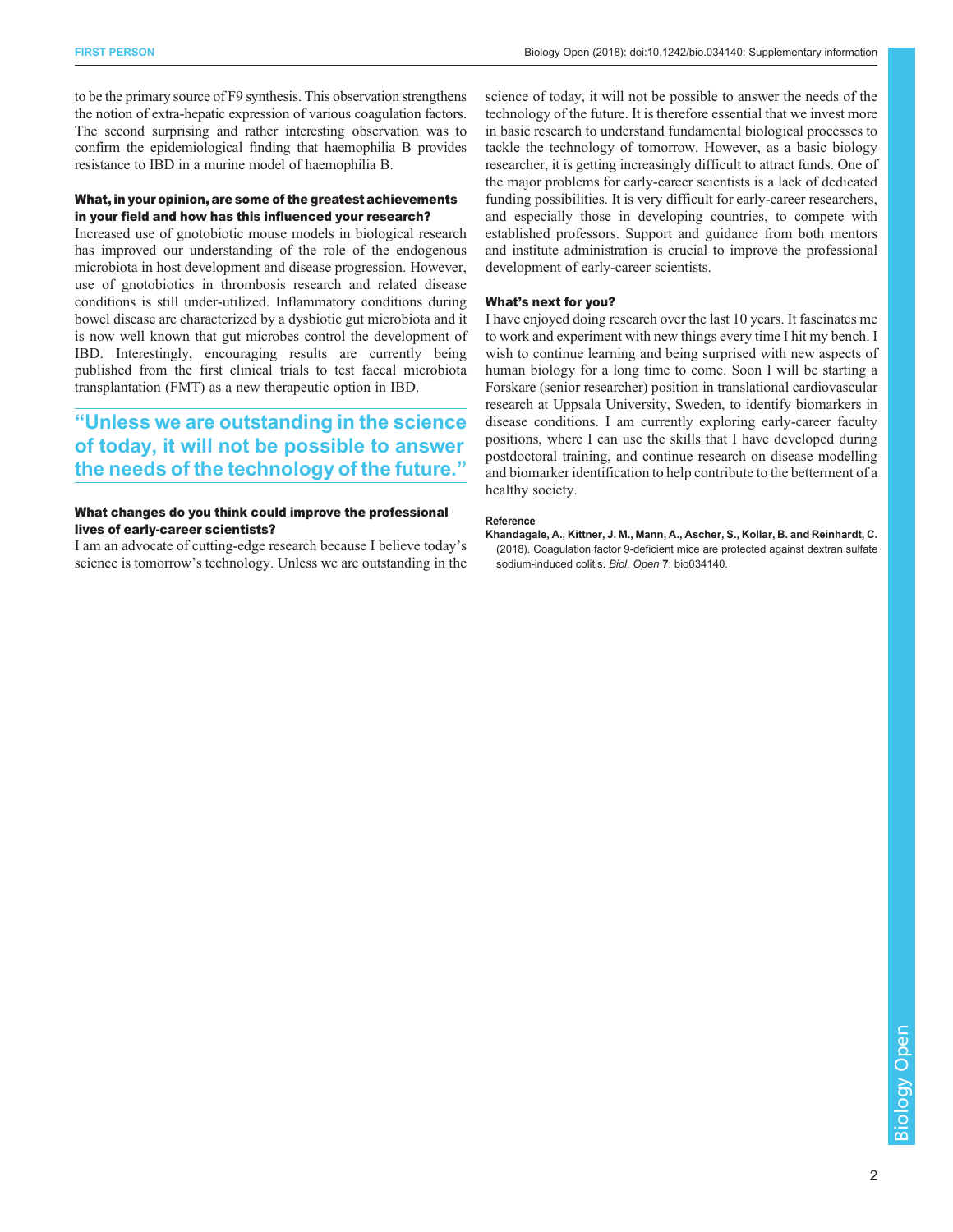to be the primary source of F9 synthesis. This observation strengthens the notion of extra-hepatic expression of various coagulation factors. The second surprising and rather interesting observation was to confirm the epidemiological finding that haemophilia B provides resistance to IBD in a murine model of haemophilia B.

### What, in your opinion, are some of the greatest achievements in your field and how has this influenced your research?

Increased use of gnotobiotic mouse models in biological research has improved our understanding of the role of the endogenous microbiota in host development and disease progression. However, use of gnotobiotics in thrombosis research and related disease conditions is still under-utilized. Inflammatory conditions during bowel disease are characterized by a dysbiotic gut microbiota and it is now well known that gut microbes control the development of IBD. Interestingly, encouraging results are currently being published from the first clinical trials to test faecal microbiota transplantation (FMT) as a new therapeutic option in IBD.

> "Unless we are outstanding in the science of today, it will not be possible to answer the needs of the technology of the future."

### What changes do you think could improve the professional lives of early-career scientists?

I am an advocate of cutting-edge research because I believe today's science is tomorrow's technology. Unless we are outstanding in the science of today, it will not be possible to answer the needs of the technology of the future. It is therefore essential that we invest more in basic research to understand fundamental biological processes to tackle the technology of tomorrow. However, as a basic biology researcher, it is getting increasingly difficult to attract funds. One of the major problems for early-career scientists is a lack of dedicated funding possibilities. It is very difficult for early-career researchers, and especially those in developing countries, to compete with established professors. Support and guidance from both mentors and institute administration is crucial to improve the professional development of early-career scientists.

### What's next for you?

I have enjoyed doing research over the last 10 years. It fascinates me to work and experiment with new things every time I hit my bench. I wish to continue learning and being surprised with new aspects of human biology for a long time to come. Soon I will be starting a Forskare (senior researcher) position in translational cardiovascular research at Uppsala University, Sweden, to identify biomarkers in disease conditions. I am currently exploring early-career faculty positions, where I can use the skills that I have developed during postdoctoral training, and continue research on disease modelling and biomarker identification to help contribute to the betterment of a healthy society.

#### Reference

**Khandagale, A., Kittner, J. M., Mann, A., Ascher, S., Kollar, B. and Reinhardt, C.** (2018). Coagulation factor 9-deficient mice are protected against dextran sulfate sodium-induced colitis. *Biol. Open* **7**: bio034140.